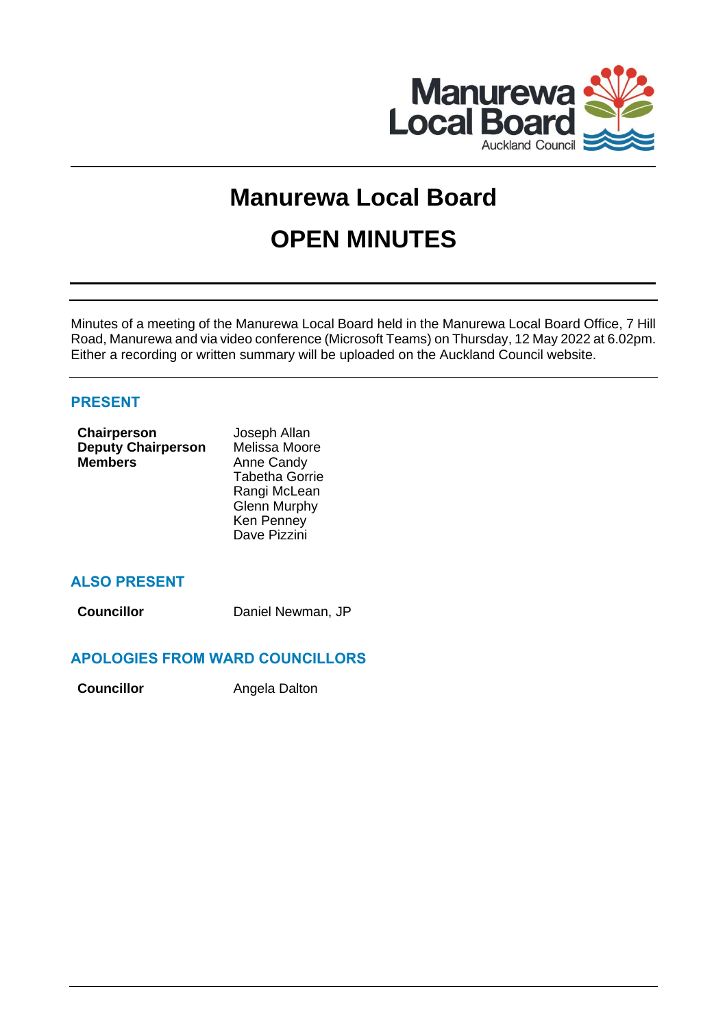# Manurewa Local Board

# OPEN MINUTES

Minutes of a meeting of the Manurewa Local Board held in the Manurewa Local Board Office, 7 Hill Road, Manurewa and via video conference (Microsoft Teams) on Thursday, 12 May 2022 at 6.02pm. Either a recording or written summary will be uploaded on the Auckland Council website.

## PRESENT

| | |
|---|---|
| **Chairperson** | Joseph Allan |
| **Deputy Chairperson** | Melissa Moore |
| **Members** | Anne Candy |
| | Tabetha Gorrie |
| | Rangi McLean |
| | Glenn Murphy |
| | Ken Penney |
| | Dave Pizzini |

## ALSO PRESENT

| | |
|---|---|
| **Councillor** | Daniel Newman, JP |

## APOLOGIES FROM WARD COUNCILLORS

| | |
|---|---|
| **Councillor** | Angela Dalton |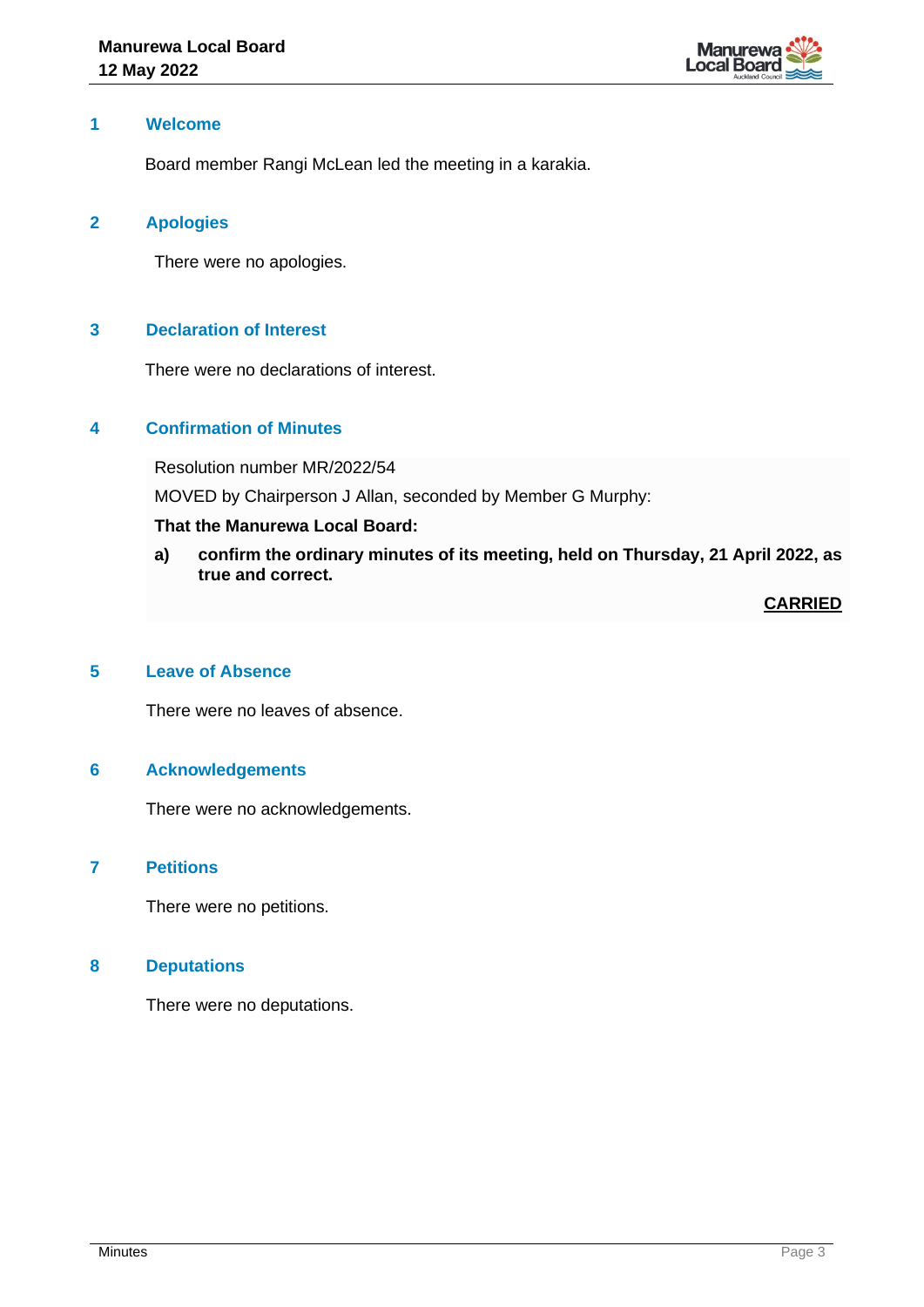## 1 Welcome

Board member Rangi McLean led the meeting in a karakia.

## 2 Apologies

There were no apologies.

## 3 Declaration of Interest

There were no declarations of interest.

## 4 Confirmation of Minutes

Resolution number MR/2022/54

MOVED by Chairperson J Allan, seconded by Member G Murphy:

**That the Manurewa Local Board:**

**a) confirm the ordinary minutes of its meeting, held on Thursday, 21 April 2022, as true and correct.**

**CARRIED**

## 5 Leave of Absence

There were no leaves of absence.

## 6 Acknowledgements

There were no acknowledgements.

## 7 Petitions

There were no petitions.

## 8 Deputations

There were no deputations.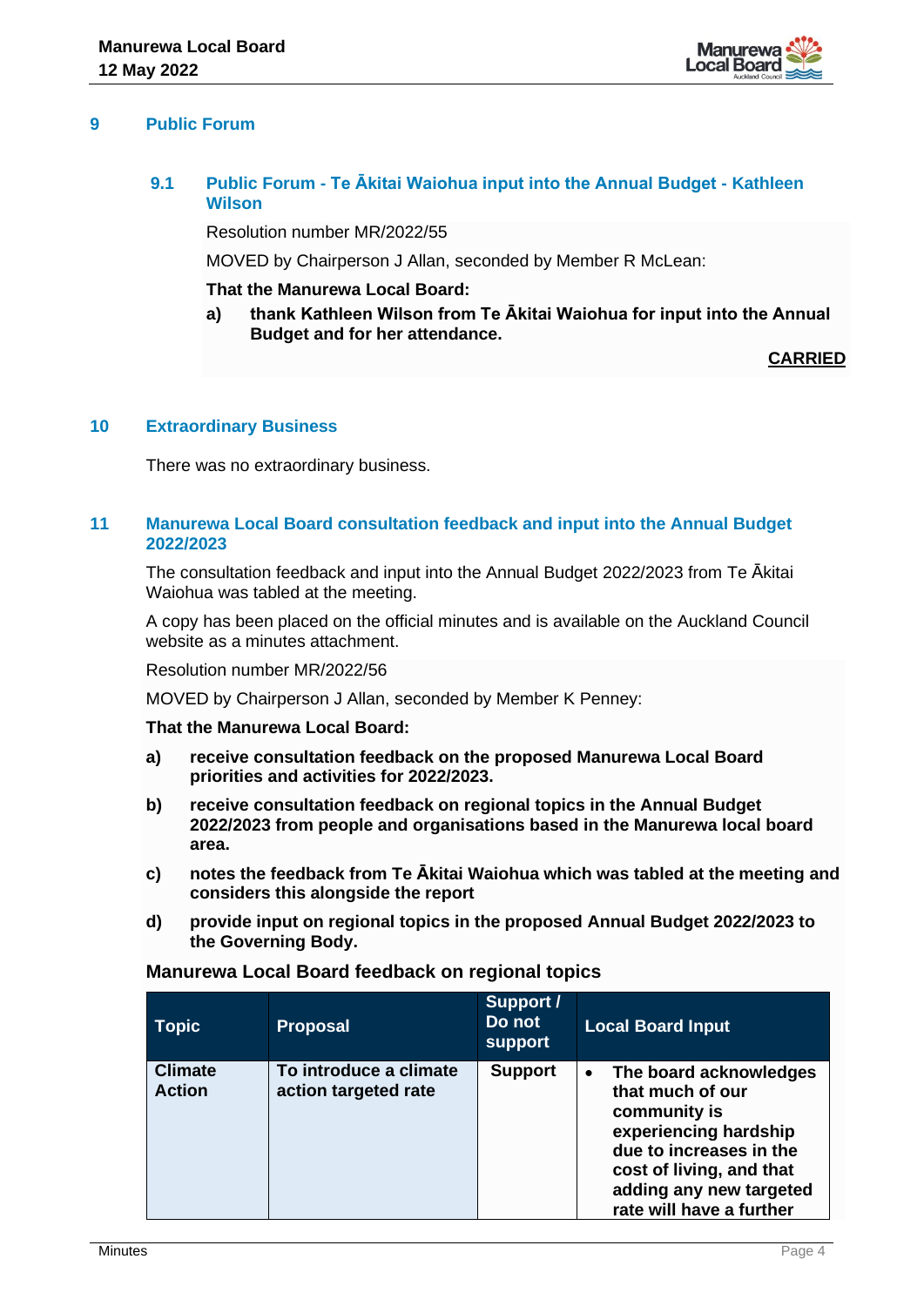## 9 Public Forum

### 9.1 Public Forum - Te Ākitai Waiohua input into the Annual Budget - Kathleen Wilson

Resolution number MR/2022/55

MOVED by Chairperson J Allan, seconded by Member R McLean:

**That the Manurewa Local Board:**

**a) thank Kathleen Wilson from Te Ākitai Waiohua for input into the Annual Budget and for her attendance.**

**CARRIED**

## 10 Extraordinary Business

There was no extraordinary business.

## 11 Manurewa Local Board consultation feedback and input into the Annual Budget 2022/2023

The consultation feedback and input into the Annual Budget 2022/2023 from Te Ākitai Waiohua was tabled at the meeting.

A copy has been placed on the official minutes and is available on the Auckland Council website as a minutes attachment.

Resolution number MR/2022/56

MOVED by Chairperson J Allan, seconded by Member K Penney:

**That the Manurewa Local Board:**

**a) receive consultation feedback on the proposed Manurewa Local Board priorities and activities for 2022/2023.**

**b) receive consultation feedback on regional topics in the Annual Budget 2022/2023 from people and organisations based in the Manurewa local board area.**

**c) notes the feedback from Te Ākitai Waiohua which was tabled at the meeting and considers this alongside the report**

**d) provide input on regional topics in the proposed Annual Budget 2022/2023 to the Governing Body.**

**Manurewa Local Board feedback on regional topics**

| Topic | Proposal | Support / Do not support | Local Board Input |
|---|---|---|---|
| **Climate Action** | **To introduce a climate action targeted rate** | **Support** | • **The board acknowledges that much of our community is experiencing hardship due to increases in the cost of living, and that adding any new targeted rate will have a further** |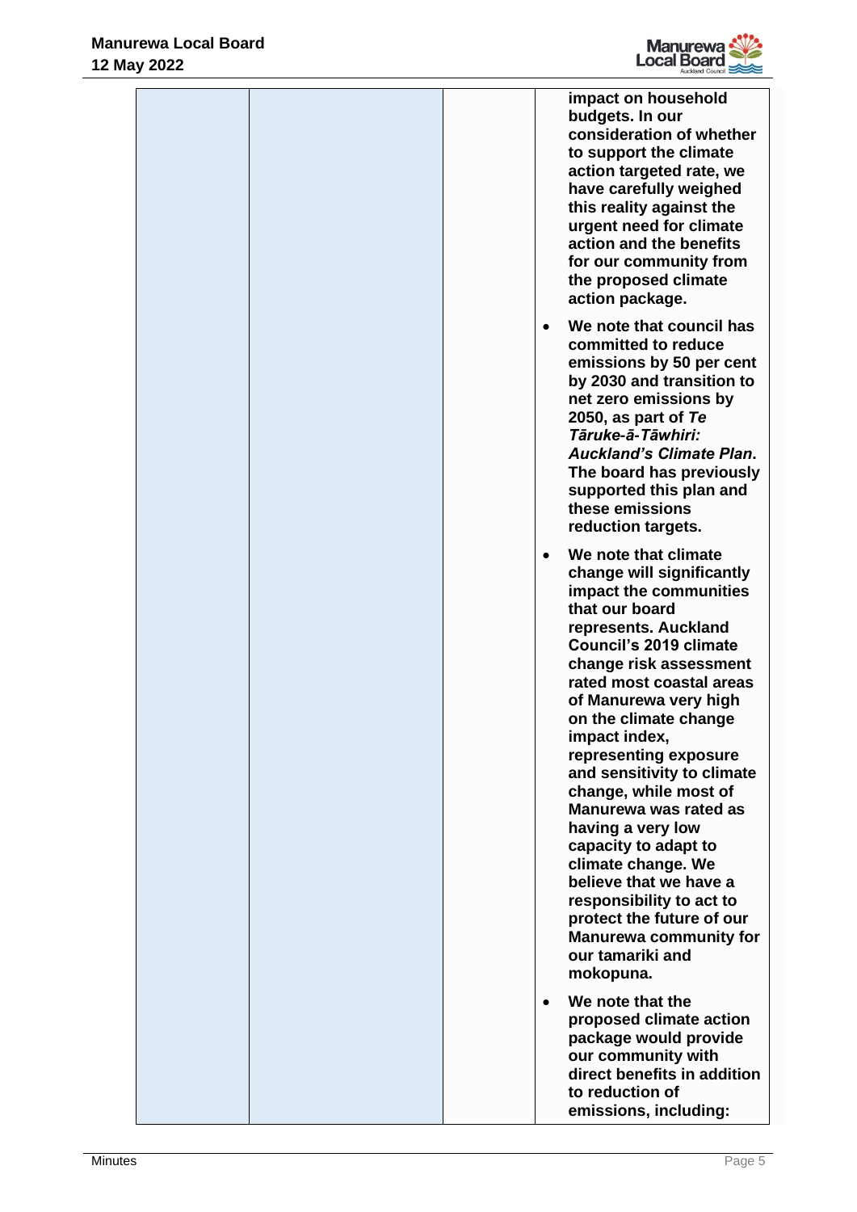| | | | **impact on household budgets. In our consideration of whether to support the climate action targeted rate, we have carefully weighed this reality against the urgent need for climate action and the benefits for our community from the proposed climate action package.**<br><br>• **We note that council has committed to reduce emissions by 50 per cent by 2030 and transition to net zero emissions by 2050, as part of *Te Tāruke-ā-Tāwhiri: Auckland's Climate Plan*. The board has previously supported this plan and these emissions reduction targets.**<br><br>• **We note that climate change will significantly impact the communities that our board represents. Auckland Council's 2019 climate change risk assessment rated most coastal areas of Manurewa very high on the climate change impact index, representing exposure and sensitivity to climate change, while most of Manurewa was rated as having a very low capacity to adapt to climate change. We believe that we have a responsibility to act to protect the future of our Manurewa community for our tamariki and mokopuna.**<br><br>• **We note that the proposed climate action package would provide our community with direct benefits in addition to reduction of emissions, including:** |
|---|---|---|---|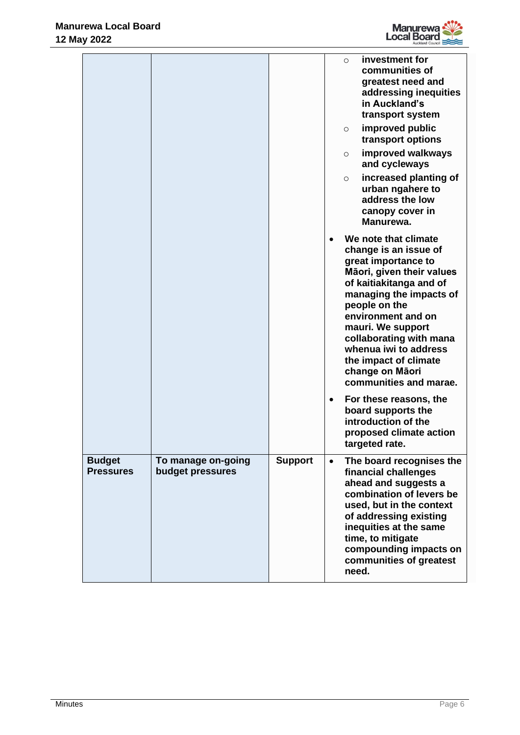| | | | |
|---|---|---|---|
| | | | <ul><li>**investment for communities of greatest need and addressing inequities in Auckland's transport system**</li><li>**improved public transport options**</li><li>**improved walkways and cycleways**</li><li>**increased planting of urban ngahere to address the low canopy cover in Manurewa.**</li></ul><ul><li>**We note that climate change is an issue of great importance to Māori, given their values of kaitiakitanga and of managing the impacts of people on the environment and on mauri. We support collaborating with mana whenua iwi to address the impact of climate change on Māori communities and marae.**</li><li>**For these reasons, the board supports the introduction of the proposed climate action targeted rate.**</li></ul> |
| **Budget Pressures** | **To manage on-going budget pressures** | **Support** | <ul><li>**The board recognises the financial challenges ahead and suggests a combination of levers be used, but in the context of addressing existing inequities at the same time, to mitigate compounding impacts on communities of greatest need.**</li></ul> |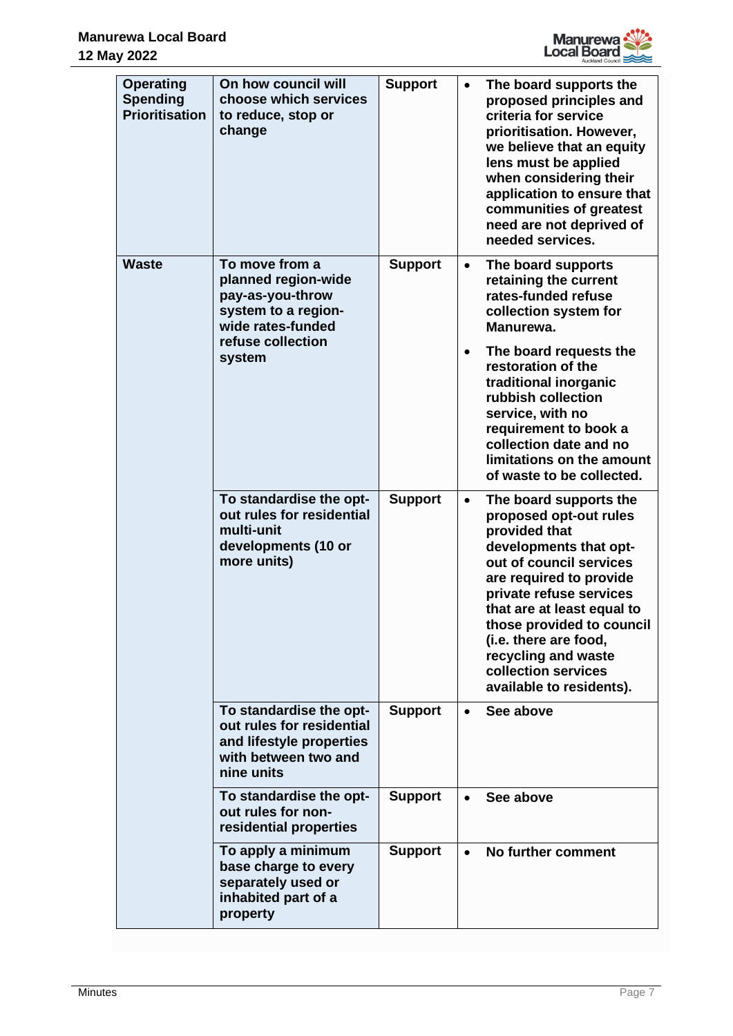| | | | |
|---|---|---|---|
| **Operating Spending Prioritisation** | **On how council will choose which services to reduce, stop or change** | **Support** | • **The board supports the proposed principles and criteria for service prioritisation. However, we believe that an equity lens must be applied when considering their application to ensure that communities of greatest need are not deprived of needed services.** |
| **Waste** | **To move from a planned region-wide pay-as-you-throw system to a region-wide rates-funded refuse collection system** | **Support** | • **The board supports retaining the current rates-funded refuse collection system for Manurewa.**<br>• **The board requests the restoration of the traditional inorganic rubbish collection service, with no requirement to book a collection date and no limitations on the amount of waste to be collected.** |
| | **To standardise the opt-out rules for residential multi-unit developments (10 or more units)** | **Support** | • **The board supports the proposed opt-out rules provided that developments that opt-out of council services are required to provide private refuse services that are at least equal to those provided to council (i.e. there are food, recycling and waste collection services available to residents).** |
| | **To standardise the opt-out rules for residential and lifestyle properties with between two and nine units** | **Support** | • **See above** |
| | **To standardise the opt-out rules for non-residential properties** | **Support** | • **See above** |
| | **To apply a minimum base charge to every separately used or inhabited part of a property** | **Support** | • **No further comment** |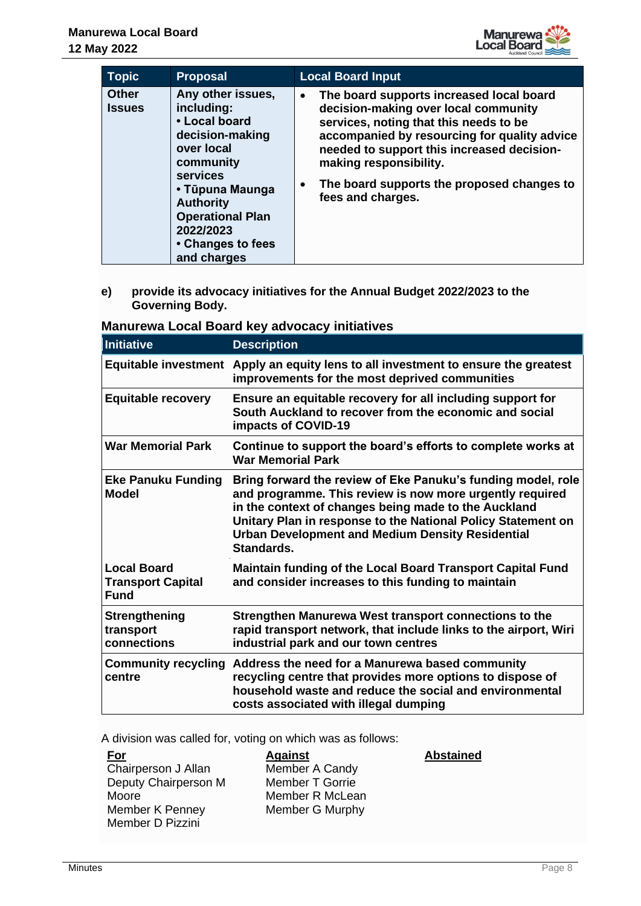| Topic | Proposal | Local Board Input |
|---|---|---|
| **Other Issues** | **Any other issues, including:** **• Local board decision-making over local community services** **• Tūpuna Maunga Authority Operational Plan 2022/2023** **• Changes to fees and charges** | **• The board supports increased local board decision-making over local community services, noting that this needs to be accompanied by resourcing for quality advice needed to support this increased decision-making responsibility.** **• The board supports the proposed changes to fees and charges.** |

**e) provide its advocacy initiatives for the Annual Budget 2022/2023 to the Governing Body.**

**Manurewa Local Board key advocacy initiatives**

| Initiative | Description |
|---|---|
| **Equitable investment** | **Apply an equity lens to all investment to ensure the greatest improvements for the most deprived communities** |
| **Equitable recovery** | **Ensure an equitable recovery for all including support for South Auckland to recover from the economic and social impacts of COVID-19** |
| **War Memorial Park** | **Continue to support the board's efforts to complete works at War Memorial Park** |
| **Eke Panuku Funding Model** | **Bring forward the review of Eke Panuku's funding model, role and programme. This review is now more urgently required in the context of changes being made to the Auckland Unitary Plan in response to the National Policy Statement on Urban Development and Medium Density Residential Standards.** |
| **Local Board Transport Capital Fund** | **Maintain funding of the Local Board Transport Capital Fund and consider increases to this funding to maintain** |
| **Strengthening transport connections** | **Strengthen Manurewa West transport connections to the rapid transport network, that include links to the airport, Wiri industrial park and our town centres** |
| **Community recycling centre** | **Address the need for a Manurewa based community recycling centre that provides more options to dispose of household waste and reduce the social and environmental costs associated with illegal dumping** |

A division was called for, voting on which was as follows:

| For | Against | Abstained |
|---|---|---|
| Chairperson J Allan | Member A Candy | |
| Deputy Chairperson M Moore | Member T Gorrie | |
| Member K Penney | Member R McLean | |
| Member D Pizzini | Member G Murphy | |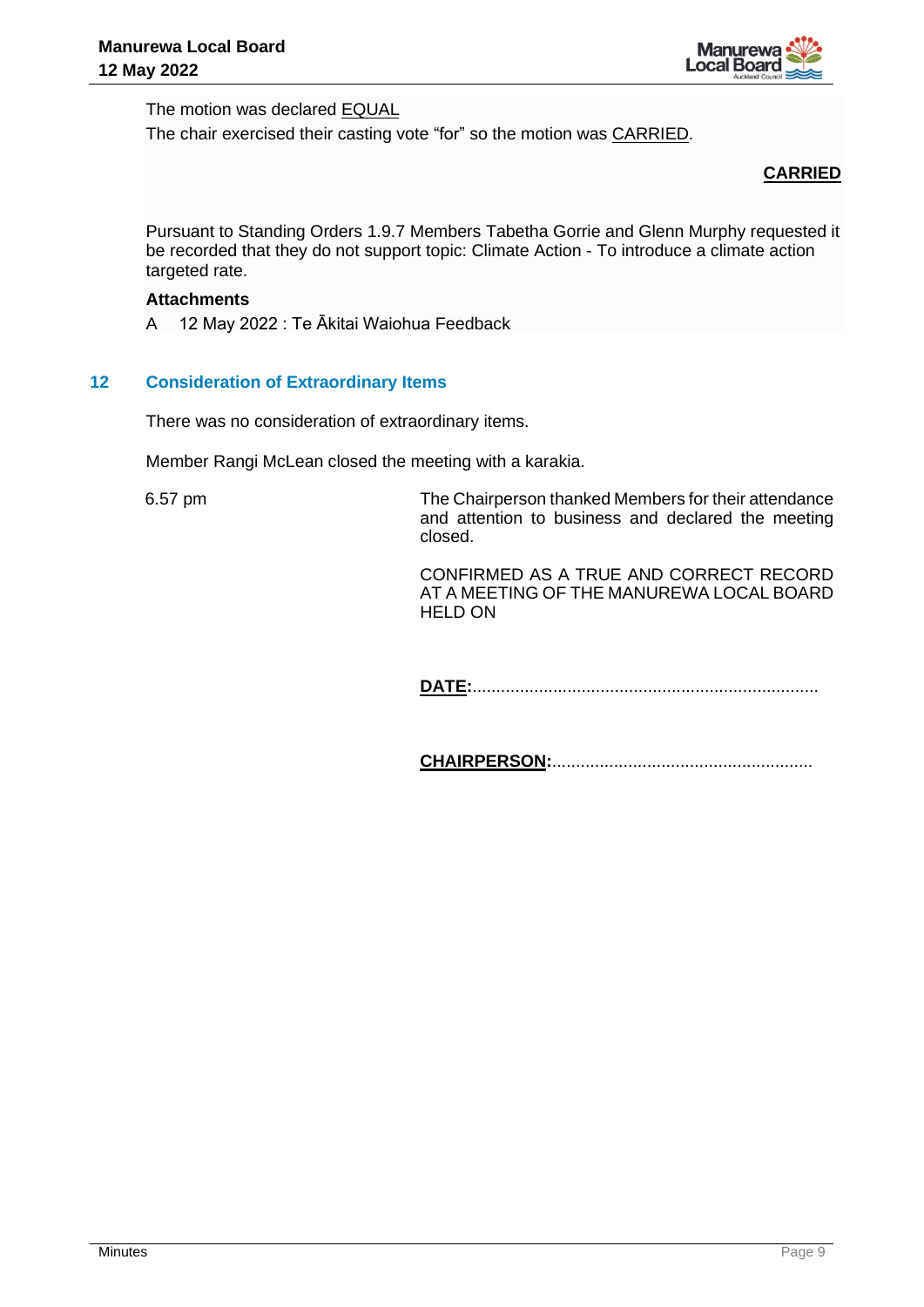The motion was declared EQUAL

The chair exercised their casting vote "for" so the motion was CARRIED.

**CARRIED**

Pursuant to Standing Orders 1.9.7 Members Tabetha Gorrie and Glenn Murphy requested it be recorded that they do not support topic: Climate Action - To introduce a climate action targeted rate.

**Attachments**

A 12 May 2022 : Te Ākitai Waiohua Feedback

## 12 Consideration of Extraordinary Items

There was no consideration of extraordinary items.

Member Rangi McLean closed the meeting with a karakia.

6.57 pm

The Chairperson thanked Members for their attendance and attention to business and declared the meeting closed.

CONFIRMED AS A TRUE AND CORRECT RECORD AT A MEETING OF THE MANUREWA LOCAL BOARD HELD ON

**DATE:**.........................................................................

**CHAIRPERSON:**.......................................................